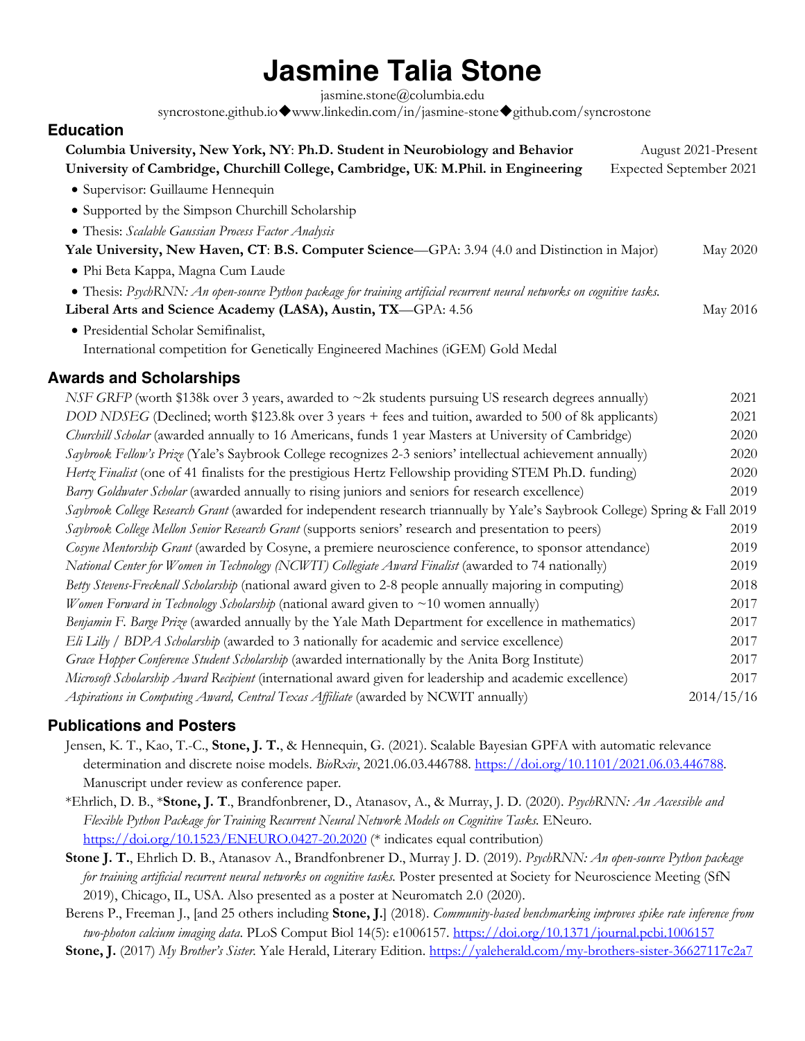# Jasmine Talia Stone

jasmine.stone@columbia.edu

syncrostone.github.io◆www.linkedin.com/in/jasmine-stone◆github.com/syncrostone

## Education

**Columbia University, New York, NY**: **Ph.D. Student in Neurobiology and Behavior** — August 2021-Present

**University of Cambridge, Churchill College, Cambridge, UK**: **M.Phil. in Engineering** — Expected September 2021

- Supervisor: Guillaume Hennequin
- Supported by the Simpson Churchill Scholarship
- Thesis: *Scalable Gaussian Process Factor Analysis*

**Yale University, New Haven, CT**: **B.S. Computer Science**—GPA: 3.94 (4.0 and Distinction in Major) — May 2020

- Phi Beta Kappa, Magna Cum Laude
- Thesis: *PsychRNN: An open-source Python package for training artificial recurrent neural networks on cognitive tasks.*

**Liberal Arts and Science Academy (LASA), Austin, TX**—GPA: 4.56 — May 2016

- Presidential Scholar Semifinalist,
  International competition for Genetically Engineered Machines (iGEM) Gold Medal

## Awards and Scholarships

- *NSF GRFP* (worth $138k over 3 years, awarded to ~2k students pursuing US research degrees annually) — 2021
- *DOD NDSEG* (Declined; worth $123.8k over 3 years + fees and tuition, awarded to 500 of 8k applicants) — 2021
- *Churchill Scholar* (awarded annually to 16 Americans, funds 1 year Masters at University of Cambridge) — 2020
- *Saybrook Fellow's Prize* (Yale's Saybrook College recognizes 2-3 seniors' intellectual achievement annually) — 2020
- *Hertz Finalist* (one of 41 finalists for the prestigious Hertz Fellowship providing STEM Ph.D. funding) — 2020
- *Barry Goldwater Scholar* (awarded annually to rising juniors and seniors for research excellence) — 2019
- *Saybrook College Research Grant* (awarded for independent research triannually by Yale's Saybrook College) — Spring & Fall 2019
- *Saybrook College Mellon Senior Research Grant* (supports seniors' research and presentation to peers) — 2019
- *Cosyne Mentorship Grant* (awarded by Cosyne, a premiere neuroscience conference, to sponsor attendance) — 2019
- *National Center for Women in Technology (NCWIT) Collegiate Award Finalist* (awarded to 74 nationally) — 2019
- *Betty Stevens-Frecknall Scholarship* (national award given to 2-8 people annually majoring in computing) — 2018
- *Women Forward in Technology Scholarship* (national award given to ~10 women annually) — 2017
- *Benjamin F. Barge Prize* (awarded annually by the Yale Math Department for excellence in mathematics) — 2017
- *Eli Lilly / BDPA Scholarship* (awarded to 3 nationally for academic and service excellence) — 2017
- *Grace Hopper Conference Student Scholarship* (awarded internationally by the Anita Borg Institute) — 2017
- *Microsoft Scholarship Award Recipient* (international award given for leadership and academic excellence) — 2017
- *Aspirations in Computing Award, Central Texas Affiliate* (awarded by NCWIT annually) — 2014/15/16

## Publications and Posters

Jensen, K. T., Kao, T.-C., **Stone, J. T.**, & Hennequin, G. (2021). Scalable Bayesian GPFA with automatic relevance determination and discrete noise models. *BioRxiv*, 2021.06.03.446788. https://doi.org/10.1101/2021.06.03.446788. Manuscript under review as conference paper.

*Ehrlich, D. B., ***Stone, J. T.**, Brandfonbrener, D., Atanasov, A., & Murray, J. D. (2020). *PsychRNN: An Accessible and Flexible Python Package for Training Recurrent Neural Network Models on Cognitive Tasks.* ENeuro. https://doi.org/10.1523/ENEURO.0427-20.2020 (* indicates equal contribution)

**Stone J. T.**, Ehrlich D. B., Atanasov A., Brandfonbrener D., Murray J. D. (2019). *PsychRNN: An open-source Python package for training artificial recurrent neural networks on cognitive tasks.* Poster presented at Society for Neuroscience Meeting (SfN 2019), Chicago, IL, USA. Also presented as a poster at Neuromatch 2.0 (2020).

Berens P., Freeman J., [and 25 others including **Stone, J.**] (2018). *Community-based benchmarking improves spike rate inference from two-photon calcium imaging data.* PLoS Comput Biol 14(5): e1006157. https://doi.org/10.1371/journal.pcbi.1006157

**Stone, J.** (2017) *My Brother's Sister.* Yale Herald, Literary Edition. https://yaleherald.com/my-brothers-sister-36627117c2a7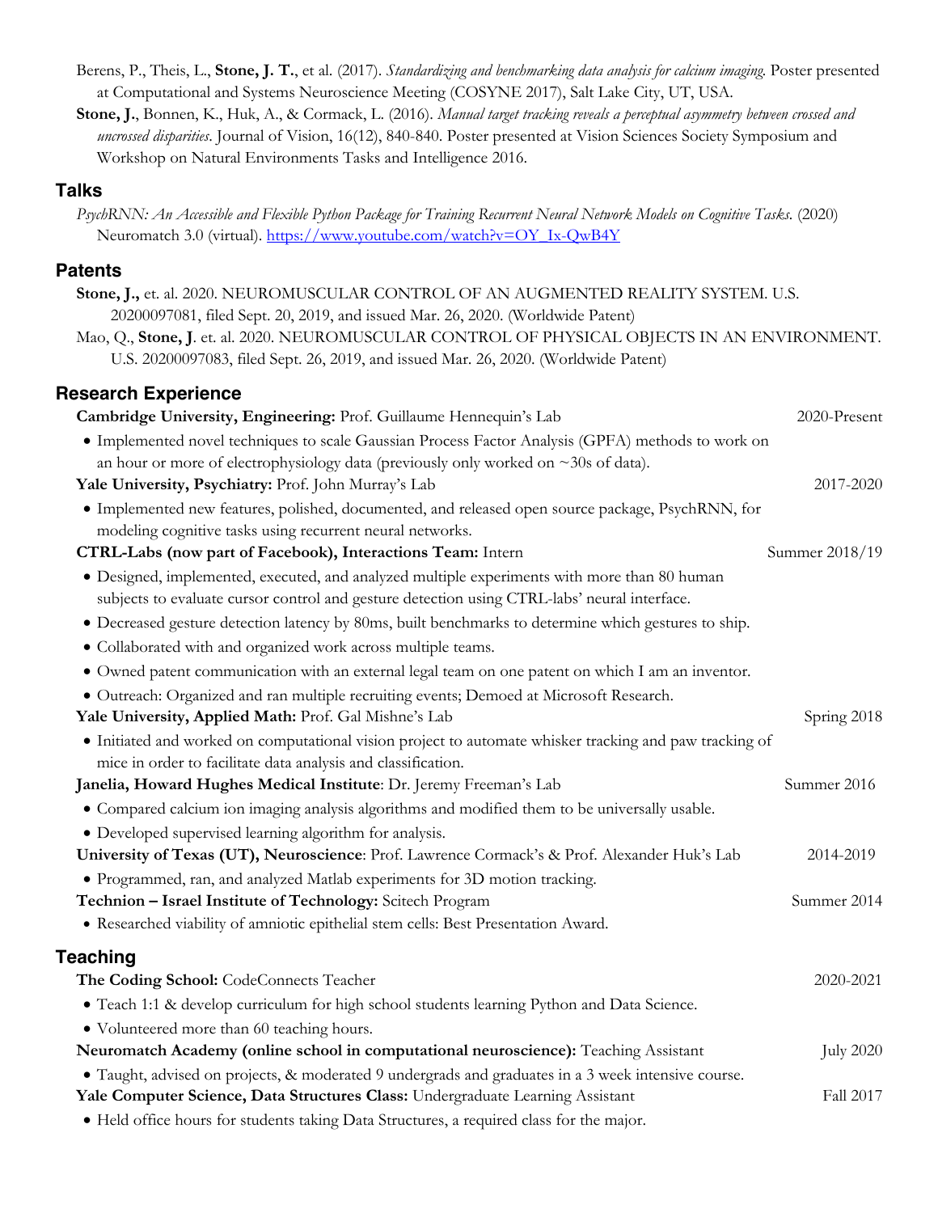Berens, P., Theis, L., **Stone, J. T.**, et al. (2017). *Standardizing and benchmarking data analysis for calcium imaging.* Poster presented at Computational and Systems Neuroscience Meeting (COSYNE 2017), Salt Lake City, UT, USA.

**Stone, J.**, Bonnen, K., Huk, A., & Cormack, L. (2016). *Manual target tracking reveals a perceptual asymmetry between crossed and uncrossed disparities*. Journal of Vision, 16(12), 840-840. Poster presented at Vision Sciences Society Symposium and Workshop on Natural Environments Tasks and Intelligence 2016.

## Talks

*PsychRNN: An Accessible and Flexible Python Package for Training Recurrent Neural Network Models on Cognitive Tasks.* (2020) Neuromatch 3.0 (virtual). https://www.youtube.com/watch?v=OY_Ix-QwB4Y

## Patents

**Stone, J.,** et. al. 2020. NEUROMUSCULAR CONTROL OF AN AUGMENTED REALITY SYSTEM. U.S. 20200097081, filed Sept. 20, 2019, and issued Mar. 26, 2020. (Worldwide Patent)

Mao, Q., **Stone, J**. et. al. 2020. NEUROMUSCULAR CONTROL OF PHYSICAL OBJECTS IN AN ENVIRONMENT. U.S. 20200097083, filed Sept. 26, 2019, and issued Mar. 26, 2020. (Worldwide Patent)

## Research Experience

**Cambridge University, Engineering:** Prof. Guillaume Hennequin's Lab — 2020-Present

- Implemented novel techniques to scale Gaussian Process Factor Analysis (GPFA) methods to work on an hour or more of electrophysiology data (previously only worked on ~30s of data).

**Yale University, Psychiatry:** Prof. John Murray's Lab — 2017-2020

- Implemented new features, polished, documented, and released open source package, PsychRNN, for modeling cognitive tasks using recurrent neural networks.

**CTRL-Labs (now part of Facebook), Interactions Team:** Intern — Summer 2018/19

- Designed, implemented, executed, and analyzed multiple experiments with more than 80 human subjects to evaluate cursor control and gesture detection using CTRL-labs' neural interface.
- Decreased gesture detection latency by 80ms, built benchmarks to determine which gestures to ship.
- Collaborated with and organized work across multiple teams.
- Owned patent communication with an external legal team on one patent on which I am an inventor.
- Outreach: Organized and ran multiple recruiting events; Demoed at Microsoft Research.

**Yale University, Applied Math:** Prof. Gal Mishne's Lab — Spring 2018

- Initiated and worked on computational vision project to automate whisker tracking and paw tracking of mice in order to facilitate data analysis and classification.

**Janelia, Howard Hughes Medical Institute**: Dr. Jeremy Freeman's Lab — Summer 2016

- Compared calcium ion imaging analysis algorithms and modified them to be universally usable.
- Developed supervised learning algorithm for analysis.

**University of Texas (UT), Neuroscience**: Prof. Lawrence Cormack's & Prof. Alexander Huk's Lab — 2014-2019

- Programmed, ran, and analyzed Matlab experiments for 3D motion tracking.

**Technion – Israel Institute of Technology:** Scitech Program — Summer 2014

- Researched viability of amniotic epithelial stem cells: Best Presentation Award.

## Teaching

**The Coding School:** CodeConnects Teacher — 2020-2021

- Teach 1:1 & develop curriculum for high school students learning Python and Data Science.
- Volunteered more than 60 teaching hours.

**Neuromatch Academy (online school in computational neuroscience):** Teaching Assistant — July 2020

- Taught, advised on projects, & moderated 9 undergrads and graduates in a 3 week intensive course.

**Yale Computer Science, Data Structures Class:** Undergraduate Learning Assistant — Fall 2017

- Held office hours for students taking Data Structures, a required class for the major.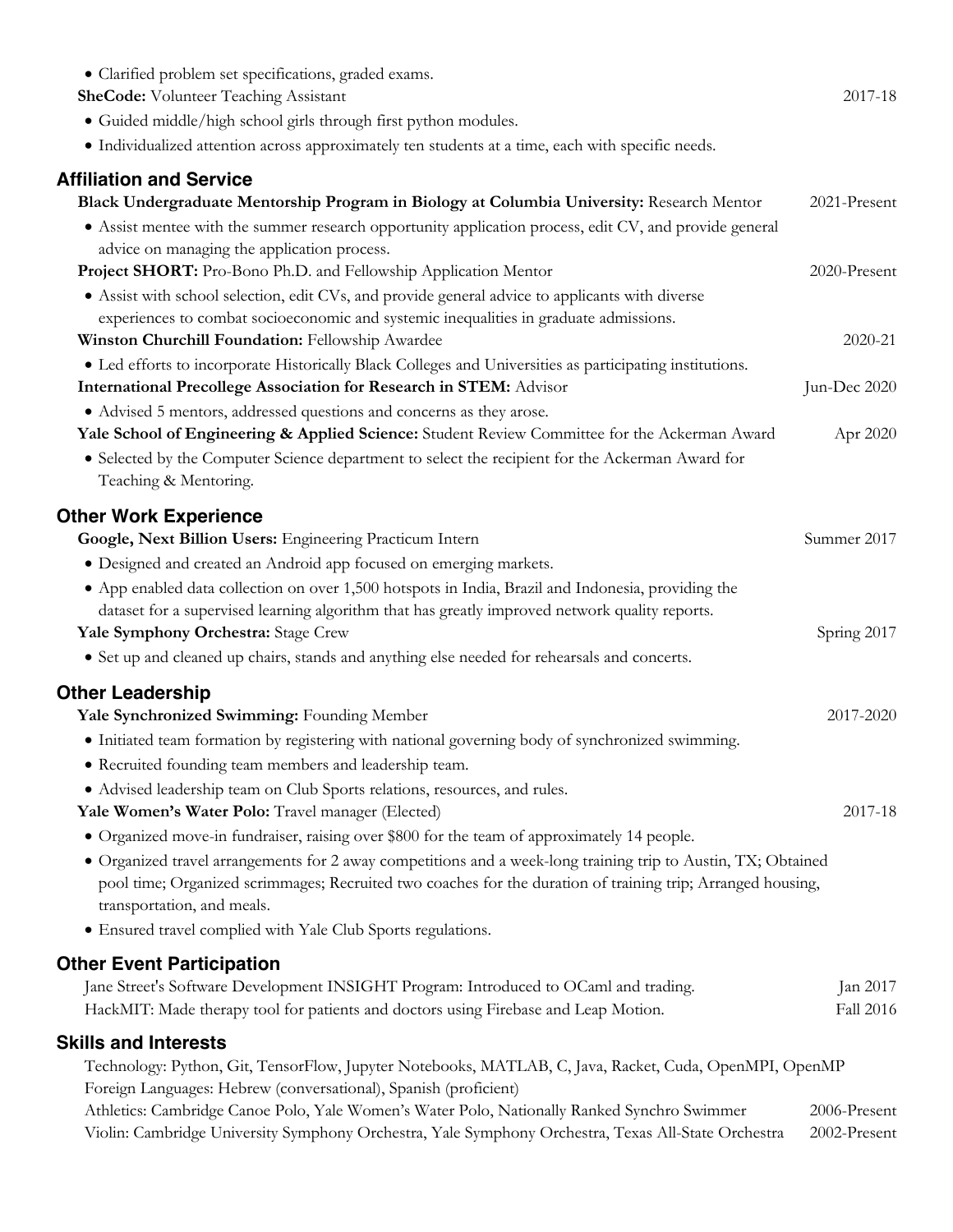- Clarified problem set specifications, graded exams.

**SheCode:** Volunteer Teaching Assistant 2017-18

- Guided middle/high school girls through first python modules.
- Individualized attention across approximately ten students at a time, each with specific needs.

## Affiliation and Service

**Black Undergraduate Mentorship Program in Biology at Columbia University:** Research Mentor 2021-Present

- Assist mentee with the summer research opportunity application process, edit CV, and provide general advice on managing the application process.

**Project SHORT:** Pro-Bono Ph.D. and Fellowship Application Mentor 2020-Present

- Assist with school selection, edit CVs, and provide general advice to applicants with diverse experiences to combat socioeconomic and systemic inequalities in graduate admissions.

**Winston Churchill Foundation:** Fellowship Awardee 2020-21

- Led efforts to incorporate Historically Black Colleges and Universities as participating institutions.

**International Precollege Association for Research in STEM:** Advisor Jun-Dec 2020

- Advised 5 mentors, addressed questions and concerns as they arose.

**Yale School of Engineering & Applied Science:** Student Review Committee for the Ackerman Award Apr 2020

- Selected by the Computer Science department to select the recipient for the Ackerman Award for Teaching & Mentoring.

## Other Work Experience

**Google, Next Billion Users:** Engineering Practicum Intern Summer 2017

- Designed and created an Android app focused on emerging markets.
- App enabled data collection on over 1,500 hotspots in India, Brazil and Indonesia, providing the dataset for a supervised learning algorithm that has greatly improved network quality reports.

**Yale Symphony Orchestra:** Stage Crew Spring 2017

- Set up and cleaned up chairs, stands and anything else needed for rehearsals and concerts.

## Other Leadership

**Yale Synchronized Swimming:** Founding Member 2017-2020

- Initiated team formation by registering with national governing body of synchronized swimming.
- Recruited founding team members and leadership team.
- Advised leadership team on Club Sports relations, resources, and rules.

**Yale Women's Water Polo:** Travel manager (Elected) 2017-18

- Organized move-in fundraiser, raising over $800 for the team of approximately 14 people.
- Organized travel arrangements for 2 away competitions and a week-long training trip to Austin, TX; Obtained pool time; Organized scrimmages; Recruited two coaches for the duration of training trip; Arranged housing, transportation, and meals.
- Ensured travel complied with Yale Club Sports regulations.

## Other Event Participation

Jane Street's Software Development INSIGHT Program: Introduced to OCaml and trading. Jan 2017

HackMIT: Made therapy tool for patients and doctors using Firebase and Leap Motion. Fall 2016

## Skills and Interests

Technology: Python, Git, TensorFlow, Jupyter Notebooks, MATLAB, C, Java, Racket, Cuda, OpenMPI, OpenMP

Foreign Languages: Hebrew (conversational), Spanish (proficient)

Athletics: Cambridge Canoe Polo, Yale Women's Water Polo, Nationally Ranked Synchro Swimmer 2006-Present

Violin: Cambridge University Symphony Orchestra, Yale Symphony Orchestra, Texas All-State Orchestra 2002-Present